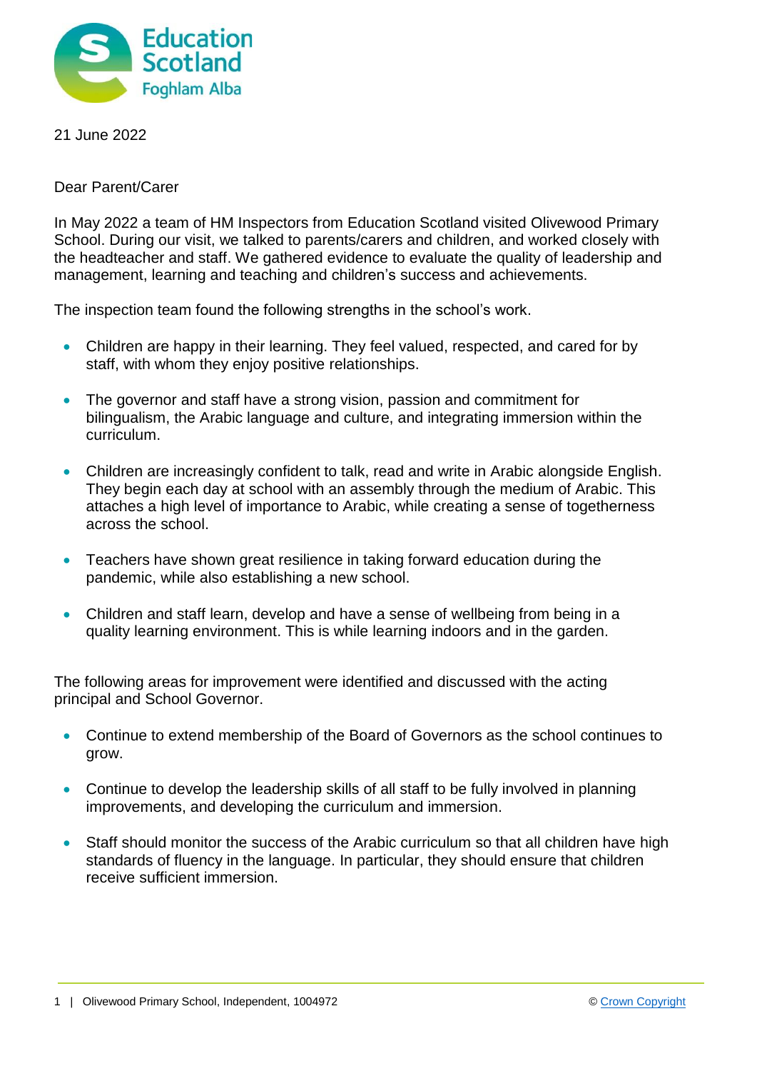21 June 2022

Dear Parent/Carer

In May 2022 a team of HM Inspectors from Education Scotland visited Olivewood Primary School. During our visit, we talked to parents/carers and children, and worked closely with the headteacher and staff. We gathered evidence to evaluate the quality of leadership and management, learning and teaching and children's success and achievements.

The inspection team found the following strengths in the school's work.

- Children are happy in their learning. They feel valued, respected, and cared for by staff, with whom they enjoy positive relationships.
- The governor and staff have a strong vision, passion and commitment for bilingualism, the Arabic language and culture, and integrating immersion within the curriculum.
- Children are increasingly confident to talk, read and write in Arabic alongside English. They begin each day at school with an assembly through the medium of Arabic. This attaches a high level of importance to Arabic, while creating a sense of togetherness across the school.
- Teachers have shown great resilience in taking forward education during the pandemic, while also establishing a new school.
- Children and staff learn, develop and have a sense of wellbeing from being in a quality learning environment. This is while learning indoors and in the garden.

The following areas for improvement were identified and discussed with the acting principal and School Governor.

- Continue to extend membership of the Board of Governors as the school continues to grow.
- Continue to develop the leadership skills of all staff to be fully involved in planning improvements, and developing the curriculum and immersion.
- Staff should monitor the success of the Arabic curriculum so that all children have high standards of fluency in the language. In particular, they should ensure that children receive sufficient immersion.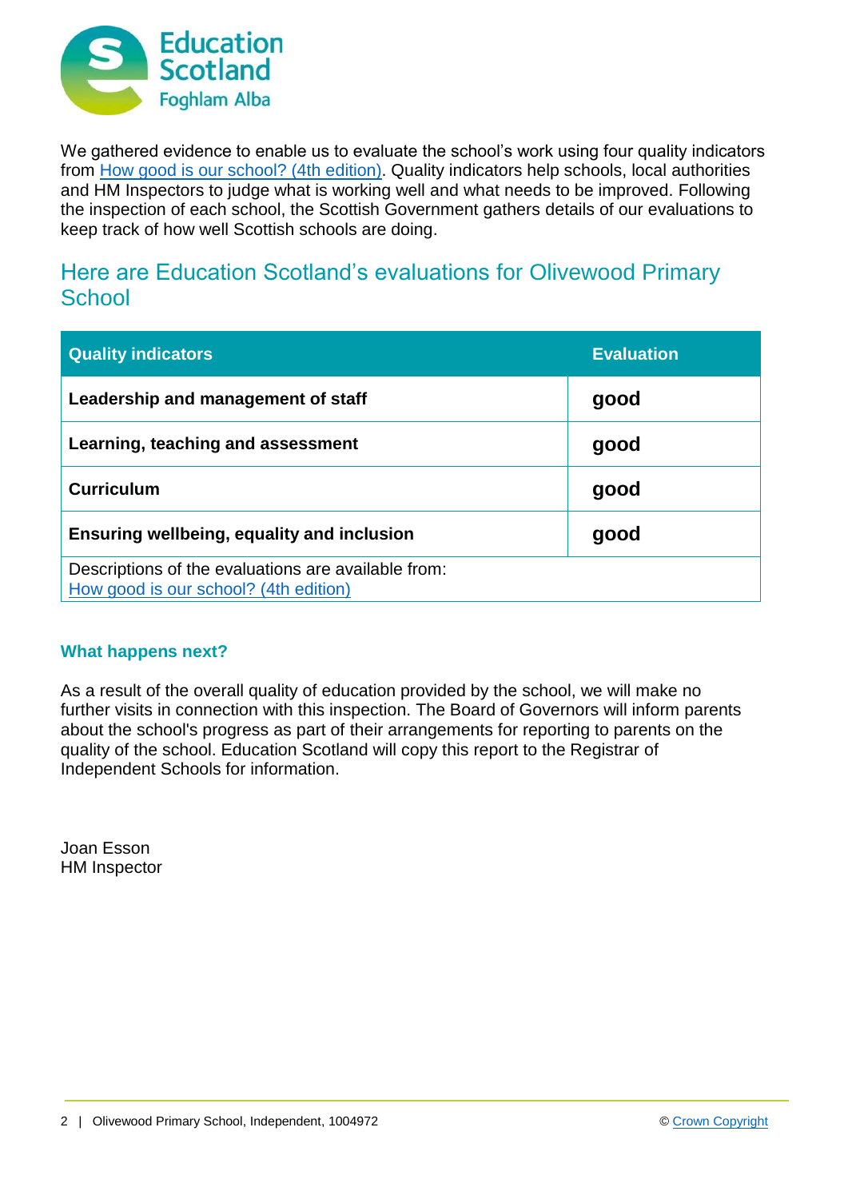We gathered evidence to enable us to evaluate the school's work using four quality indicators from How good is our school? (4th edition). Quality indicators help schools, local authorities and HM Inspectors to judge what is working well and what needs to be improved. Following the inspection of each school, the Scottish Government gathers details of our evaluations to keep track of how well Scottish schools are doing.

## Here are Education Scotland's evaluations for Olivewood Primary School

| Quality indicators | Evaluation |
|---|---|
| **Leadership and management of staff** | **good** |
| **Learning, teaching and assessment** | **good** |
| **Curriculum** | **good** |
| **Ensuring wellbeing, equality and inclusion** | **good** |
| Descriptions of the evaluations are available from: How good is our school? (4th edition) | |

### What happens next?

As a result of the overall quality of education provided by the school, we will make no further visits in connection with this inspection. The Board of Governors will inform parents about the school's progress as part of their arrangements for reporting to parents on the quality of the school. Education Scotland will copy this report to the Registrar of Independent Schools for information.

Joan Esson
HM Inspector